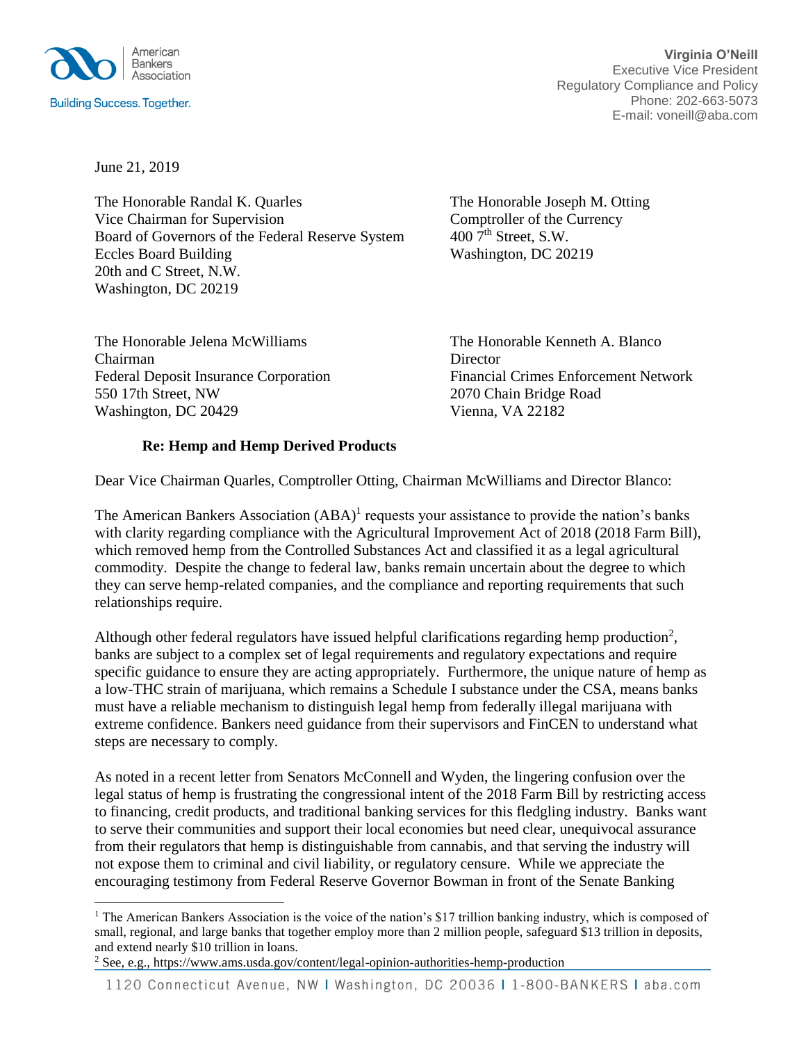American Bankers Association

Building Success. Together.

**Virginia O'Neill**
Executive Vice President
Regulatory Compliance and Policy
Phone: 202-663-5073
E-mail: voneill@aba.com

June 21, 2019

The Honorable Randal K. Quarles
Vice Chairman for Supervision
Board of Governors of the Federal Reserve System
Eccles Board Building
20th and C Street, N.W.
Washington, DC 20219

The Honorable Joseph M. Otting
Comptroller of the Currency
400 7th Street, S.W.
Washington, DC 20219

The Honorable Jelena McWilliams
Chairman
Federal Deposit Insurance Corporation
550 17th Street, NW
Washington, DC 20429

The Honorable Kenneth A. Blanco
Director
Financial Crimes Enforcement Network
2070 Chain Bridge Road
Vienna, VA 22182

**Re: Hemp and Hemp Derived Products**

Dear Vice Chairman Quarles, Comptroller Otting, Chairman McWilliams and Director Blanco:

The American Bankers Association (ABA)[1] requests your assistance to provide the nation's banks with clarity regarding compliance with the Agricultural Improvement Act of 2018 (2018 Farm Bill), which removed hemp from the Controlled Substances Act and classified it as a legal agricultural commodity. Despite the change to federal law, banks remain uncertain about the degree to which they can serve hemp-related companies, and the compliance and reporting requirements that such relationships require.

Although other federal regulators have issued helpful clarifications regarding hemp production[2], banks are subject to a complex set of legal requirements and regulatory expectations and require specific guidance to ensure they are acting appropriately. Furthermore, the unique nature of hemp as a low-THC strain of marijuana, which remains a Schedule I substance under the CSA, means banks must have a reliable mechanism to distinguish legal hemp from federally illegal marijuana with extreme confidence. Bankers need guidance from their supervisors and FinCEN to understand what steps are necessary to comply.

As noted in a recent letter from Senators McConnell and Wyden, the lingering confusion over the legal status of hemp is frustrating the congressional intent of the 2018 Farm Bill by restricting access to financing, credit products, and traditional banking services for this fledgling industry. Banks want to serve their communities and support their local economies but need clear, unequivocal assurance from their regulators that hemp is distinguishable from cannabis, and that serving the industry will not expose them to criminal and civil liability, or regulatory censure. While we appreciate the encouraging testimony from Federal Reserve Governor Bowman in front of the Senate Banking

[1] The American Bankers Association is the voice of the nation's $17 trillion banking industry, which is composed of small, regional, and large banks that together employ more than 2 million people, safeguard $13 trillion in deposits, and extend nearly $10 trillion in loans.

[2] See, e.g., https://www.ams.usda.gov/content/legal-opinion-authorities-hemp-production

1120 Connecticut Avenue, NW | Washington, DC 20036 | 1-800-BANKERS | aba.com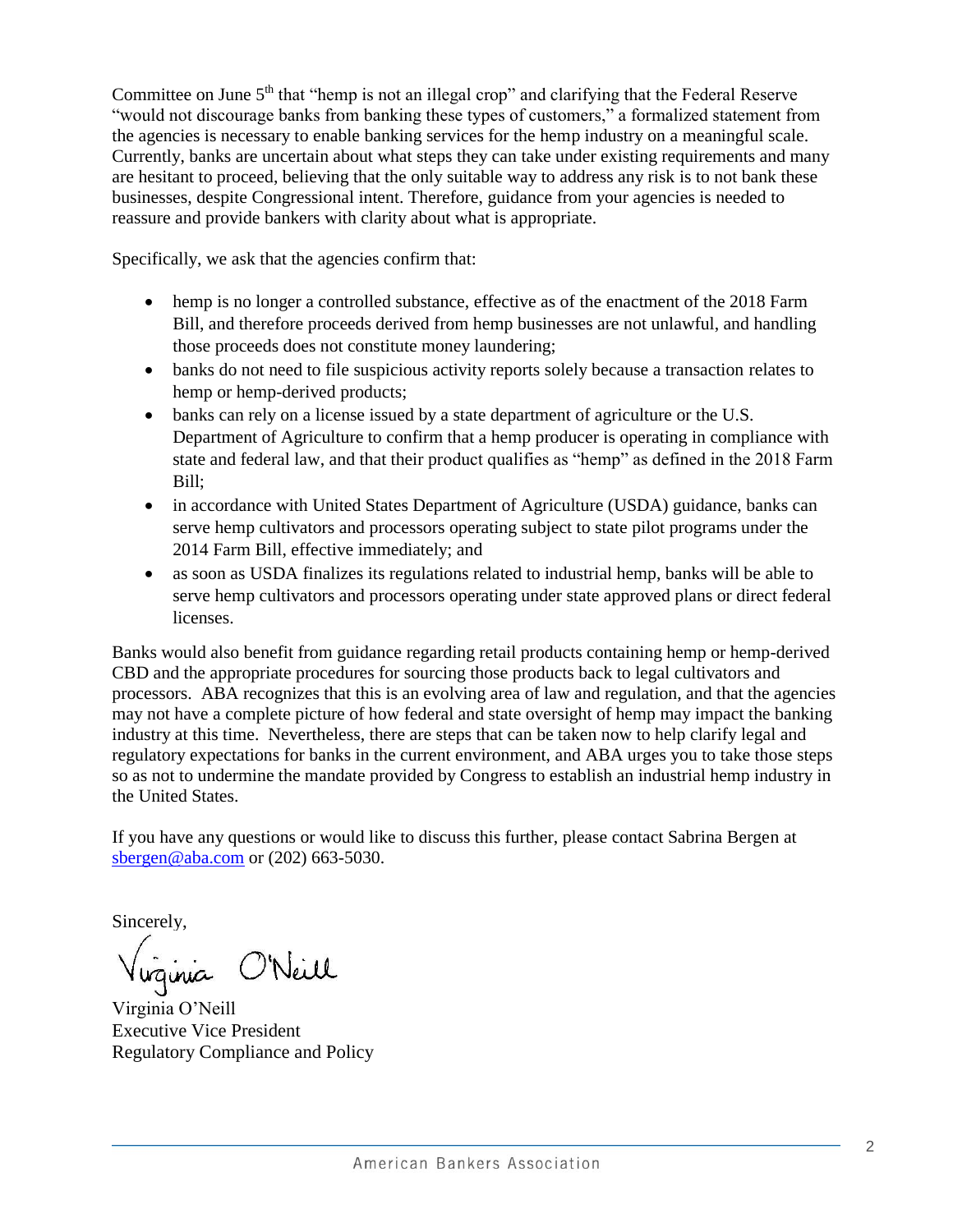Committee on June 5th that "hemp is not an illegal crop" and clarifying that the Federal Reserve "would not discourage banks from banking these types of customers," a formalized statement from the agencies is necessary to enable banking services for the hemp industry on a meaningful scale. Currently, banks are uncertain about what steps they can take under existing requirements and many are hesitant to proceed, believing that the only suitable way to address any risk is to not bank these businesses, despite Congressional intent. Therefore, guidance from your agencies is needed to reassure and provide bankers with clarity about what is appropriate.

Specifically, we ask that the agencies confirm that:

- hemp is no longer a controlled substance, effective as of the enactment of the 2018 Farm Bill, and therefore proceeds derived from hemp businesses are not unlawful, and handling those proceeds does not constitute money laundering;
- banks do not need to file suspicious activity reports solely because a transaction relates to hemp or hemp-derived products;
- banks can rely on a license issued by a state department of agriculture or the U.S. Department of Agriculture to confirm that a hemp producer is operating in compliance with state and federal law, and that their product qualifies as "hemp" as defined in the 2018 Farm Bill;
- in accordance with United States Department of Agriculture (USDA) guidance, banks can serve hemp cultivators and processors operating subject to state pilot programs under the 2014 Farm Bill, effective immediately; and
- as soon as USDA finalizes its regulations related to industrial hemp, banks will be able to serve hemp cultivators and processors operating under state approved plans or direct federal licenses.

Banks would also benefit from guidance regarding retail products containing hemp or hemp-derived CBD and the appropriate procedures for sourcing those products back to legal cultivators and processors. ABA recognizes that this is an evolving area of law and regulation, and that the agencies may not have a complete picture of how federal and state oversight of hemp may impact the banking industry at this time. Nevertheless, there are steps that can be taken now to help clarify legal and regulatory expectations for banks in the current environment, and ABA urges you to take those steps so as not to undermine the mandate provided by Congress to establish an industrial hemp industry in the United States.

If you have any questions or would like to discuss this further, please contact Sabrina Bergen at sbergen@aba.com or (202) 663-5030.

Sincerely,

Virginia O'Neill

Virginia O'Neill
Executive Vice President
Regulatory Compliance and Policy